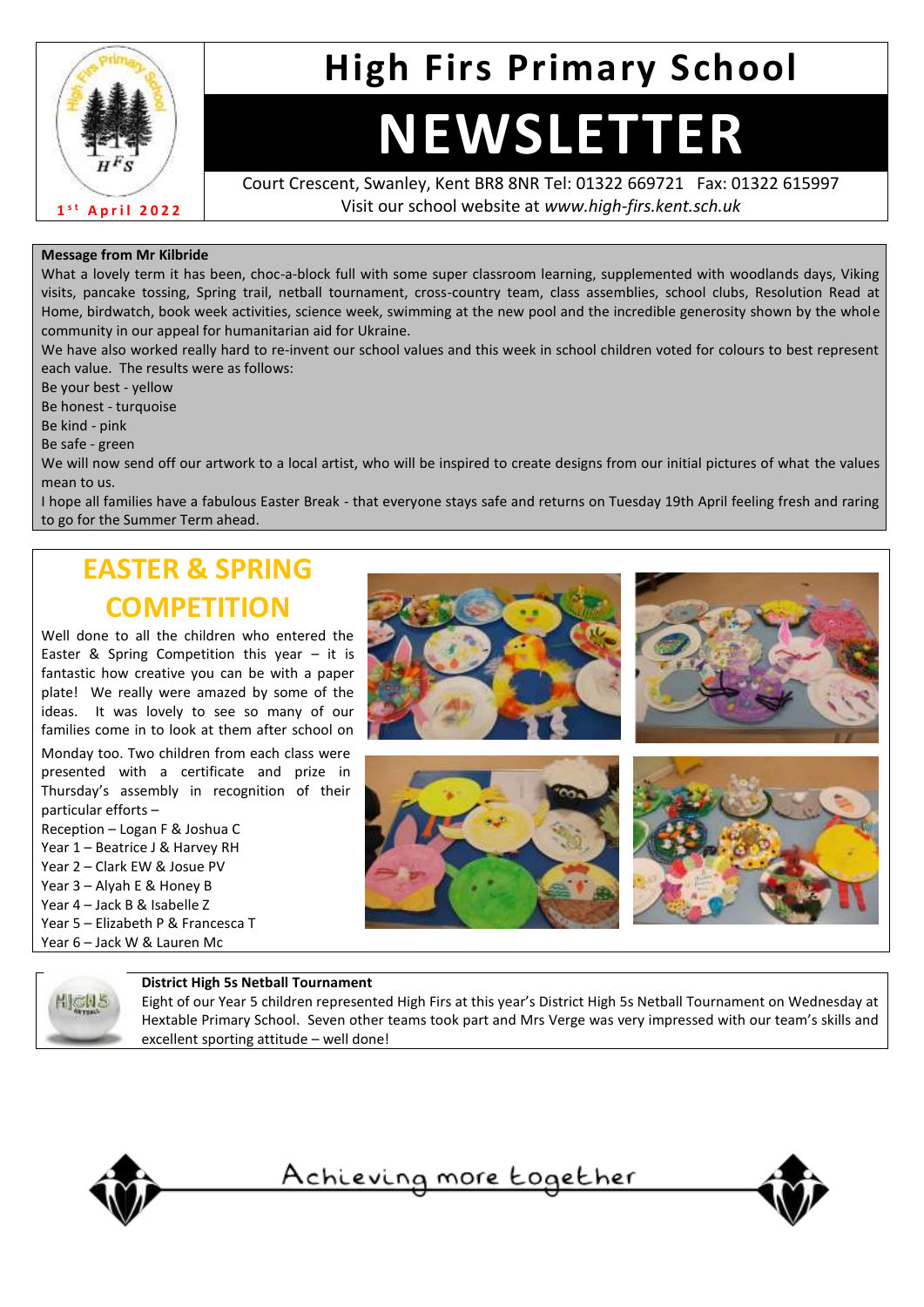# High Firs Primary School

# NEWSLETTER

1st April 2022

Court Crescent, Swanley, Kent BR8 8NR Tel: 01322 669721 Fax: 01322 615997
Visit our school website at *www.high-firs.kent.sch.uk*

**Message from Mr Kilbride**

What a lovely term it has been, choc-a-block full with some super classroom learning, supplemented with woodlands days, Viking visits, pancake tossing, Spring trail, netball tournament, cross-country team, class assemblies, school clubs, Resolution Read at Home, birdwatch, book week activities, science week, swimming at the new pool and the incredible generosity shown by the whole community in our appeal for humanitarian aid for Ukraine.

We have also worked really hard to re-invent our school values and this week in school children voted for colours to best represent each value. The results were as follows:

Be your best - yellow
Be honest - turquoise
Be kind - pink
Be safe - green

We will now send off our artwork to a local artist, who will be inspired to create designs from our initial pictures of what the values mean to us.

I hope all families have a fabulous Easter Break - that everyone stays safe and returns on Tuesday 19th April feeling fresh and raring to go for the Summer Term ahead.

## EASTER & SPRING COMPETITION

Well done to all the children who entered the Easter & Spring Competition this year – it is fantastic how creative you can be with a paper plate! We really were amazed by some of the ideas. It was lovely to see so many of our families come in to look at them after school on Monday too. Two children from each class were presented with a certificate and prize in Thursday's assembly in recognition of their particular efforts –

Reception – Logan F & Joshua C
Year 1 – Beatrice J & Harvey RH
Year 2 – Clark EW & Josue PV
Year 3 – Alyah E & Honey B
Year 4 – Jack B & Isabelle Z
Year 5 – Elizabeth P & Francesca T
Year 6 – Jack W & Lauren Mc

**District High 5s Netball Tournament**

Eight of our Year 5 children represented High Firs at this year's District High 5s Netball Tournament on Wednesday at Hextable Primary School. Seven other teams took part and Mrs Verge was very impressed with our team's skills and excellent sporting attitude – well done!

Achieving more together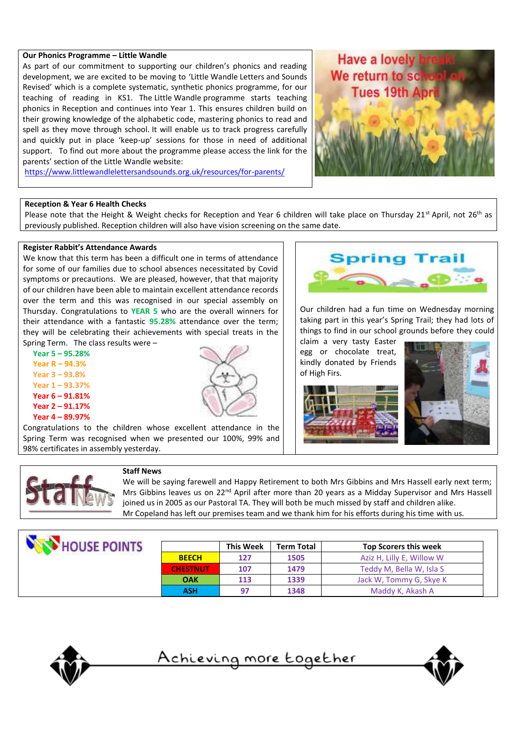### Our Phonics Programme – Little Wandle

As part of our commitment to supporting our children's phonics and reading development, we are excited to be moving to 'Little Wandle Letters and Sounds Revised' which is a complete systematic, synthetic phonics programme, for our teaching of reading in KS1. The Little Wandle programme starts teaching phonics in Reception and continues into Year 1. This ensures children build on their growing knowledge of the alphabetic code, mastering phonics to read and spell as they move through school. It will enable us to track progress carefully and quickly put in place 'keep-up' sessions for those in need of additional support. To find out more about the programme please access the link for the parents' section of the Little Wandle website:
https://www.littlewandlelettersandsounds.org.uk/resources/for-parents/

Have a lovely break! We return to school on Tues 19th April

### Reception & Year 6 Health Checks

Please note that the Height & Weight checks for Reception and Year 6 children will take place on Thursday 21st April, not 26th as previously published. Reception children will also have vision screening on the same date.

### Register Rabbit's Attendance Awards

We know that this term has been a difficult one in terms of attendance for some of our families due to school absences necessitated by Covid symptoms or precautions. We are pleased, however, that that majority of our children have been able to maintain excellent attendance records over the term and this was recognised in our special assembly on Thursday. Congratulations to **YEAR 5** who are the overall winners for their attendance with a fantastic **95.28%** attendance over the term; they will be celebrating their achievements with special treats in the Spring Term. The class results were –

- **Year 5 – 95.28%**
- **Year R – 94.3%**
- **Year 3 – 93.8%**
- **Year 1 – 93.37%**
- **Year 6 – 91.81%**
- **Year 2 – 91.17%**
- **Year 4 – 89.97%**

Congratulations to the children whose excellent attendance in the Spring Term was recognised when we presented our 100%, 99% and 98% certificates in assembly yesterday.

### Spring Trail

Our children had a fun time on Wednesday morning taking part in this year's Spring Trail; they had lots of things to find in our school grounds before they could claim a very tasty Easter egg or chocolate treat, kindly donated by Friends of High Firs.

### Staff News

We will be saying farewell and Happy Retirement to both Mrs Gibbins and Mrs Hassell early next term; Mrs Gibbins leaves us on 22nd April after more than 20 years as a Midday Supervisor and Mrs Hassell joined us in 2005 as our Pastoral TA. They will both be much missed by staff and children alike.
Mr Copeland has left our premises team and we thank him for his efforts during his time with us.

### HOUSE POINTS

| | This Week | Term Total | Top Scorers this week |
|---|---|---|---|
| **BEECH** | 127 | 1505 | Aziz H, Lilly E, Willow W |
| **CHESTNUT** | 107 | 1479 | Teddy M, Bella W, Isla S |
| **OAK** | 113 | 1339 | Jack W, Tommy G, Skye K |
| **ASH** | 97 | 1348 | Maddy K, Akash A |

Achieving more together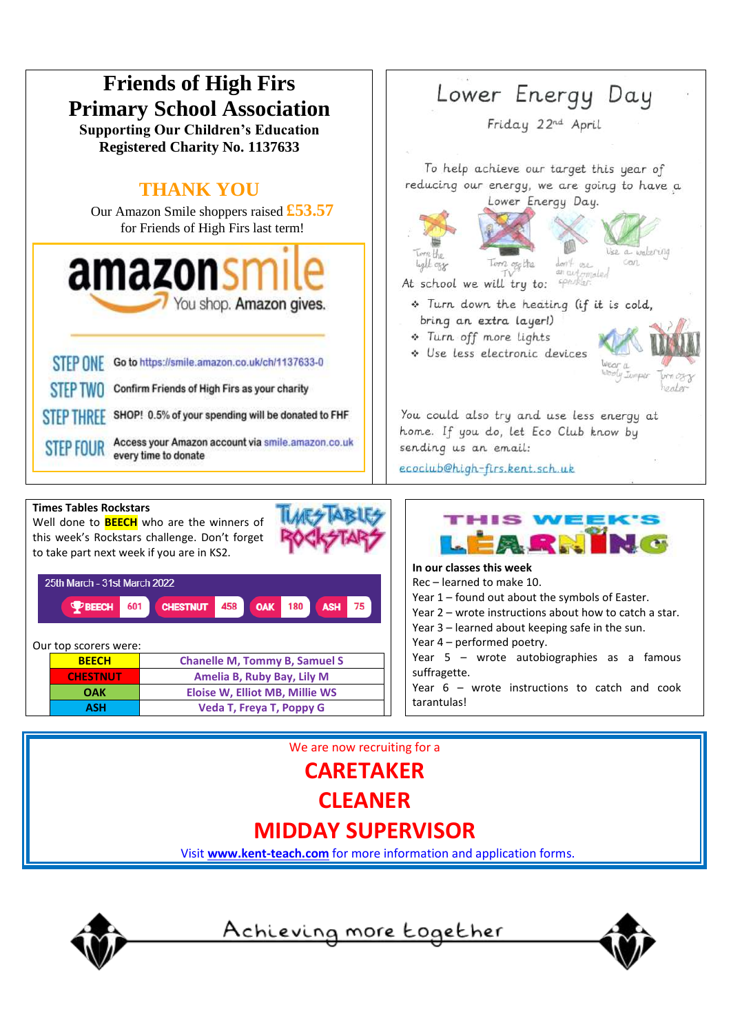# Friends of High Firs Primary School Association

**Supporting Our Children's Education**

**Registered Charity No. 1137633**

## THANK YOU

Our Amazon Smile shoppers raised **£53.57** for Friends of High Firs last term!

amazonsmile

You shop. Amazon gives.

**STEP ONE** Go to https://smile.amazon.co.uk/ch/1137633-0

**STEP TWO** Confirm Friends of High Firs as your charity

**STEP THREE** SHOP! 0.5% of your spending will be donated to FHF

**STEP FOUR** Access your Amazon account via smile.amazon.co.uk every time to donate

# Lower Energy Day

Friday 22nd April

To help achieve our target this year of reducing our energy, we are going to have a Lower Energy Day.

Turn the light off — Turn off the TV — don't use an automated speaker — Use a watering can

At school we will try to:

- Turn down the heating (if it is cold, bring an extra layer!)
- Turn off more lights
- Use less electronic devices

Wear a wooly jumper — Turn off heater

You could also try and use less energy at home. If you do, let Eco Club know by sending us an email:

ecoclub@high-firs.kent.sch.uk

## Times Tables Rockstars

Well done to **BEECH** who are the winners of this week's Rockstars challenge. Don't forget to take part next week if you are in KS2.

25th March - 31st March 2022

| BEECH | CHESTNUT | OAK | ASH |
|---|---|---|---|
| 601 | 458 | 180 | 75 |

Our top scorers were:

| Class | Top scorers |
|---|---|
| BEECH | Chanelle M, Tommy B, Samuel S |
| CHESTNUT | Amelia B, Ruby Bay, Lily M |
| OAK | Eloise W, Elliot MB, Millie WS |
| ASH | Veda T, Freya T, Poppy G |

## THIS WEEK'S LEARNING

**In our classes this week**

Rec – learned to make 10.

Year 1 – found out about the symbols of Easter.

Year 2 – wrote instructions about how to catch a star.

Year 3 – learned about keeping safe in the sun.

Year 4 – performed poetry.

Year 5 – wrote autobiographies as a famous suffragette.

Year 6 – wrote instructions to catch and cook tarantulas!

We are now recruiting for a

## CARETAKER

## CLEANER

## MIDDAY SUPERVISOR

Visit **www.kent-teach.com** for more information and application forms.

Achieving more together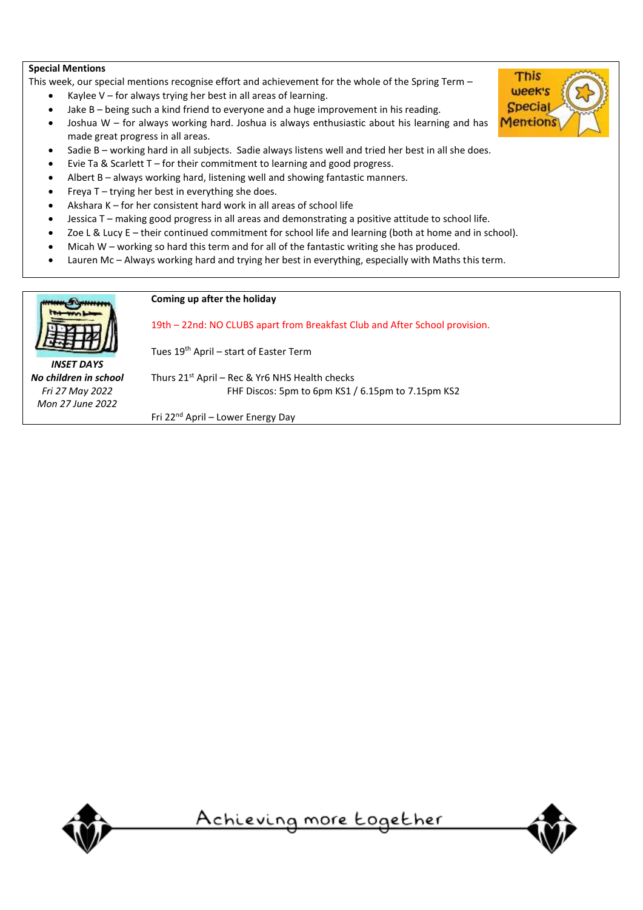**Special Mentions**

This week, our special mentions recognise effort and achievement for the whole of the Spring Term –

- Kaylee V – for always trying her best in all areas of learning.
- Jake B – being such a kind friend to everyone and a huge improvement in his reading.
- Joshua W – for always working hard. Joshua is always enthusiastic about his learning and has made great progress in all areas.
- Sadie B – working hard in all subjects. Sadie always listens well and tried her best in all she does.
- Evie Ta & Scarlett T – for their commitment to learning and good progress.
- Albert B – always working hard, listening well and showing fantastic manners.
- Freya T – trying her best in everything she does.
- Akshara K – for her consistent hard work in all areas of school life
- Jessica T – making good progress in all areas and demonstrating a positive attitude to school life.
- Zoe L & Lucy E – their continued commitment for school life and learning (both at home and in school).
- Micah W – working so hard this term and for all of the fantastic writing she has produced.
- Lauren Mc – Always working hard and trying her best in everything, especially with Maths this term.

***INSET DAYS***

***No children in school***

*Fri 27 May 2022*

*Mon 27 June 2022*

**Coming up after the holiday**

19th – 22nd: NO CLUBS apart from Breakfast Club and After School provision.

Tues 19th April – start of Easter Term

Thurs 21st April – Rec & Yr6 NHS Health checks
FHF Discos: 5pm to 6pm KS1 / 6.15pm to 7.15pm KS2

Fri 22nd April – Lower Energy Day

Achieving more together